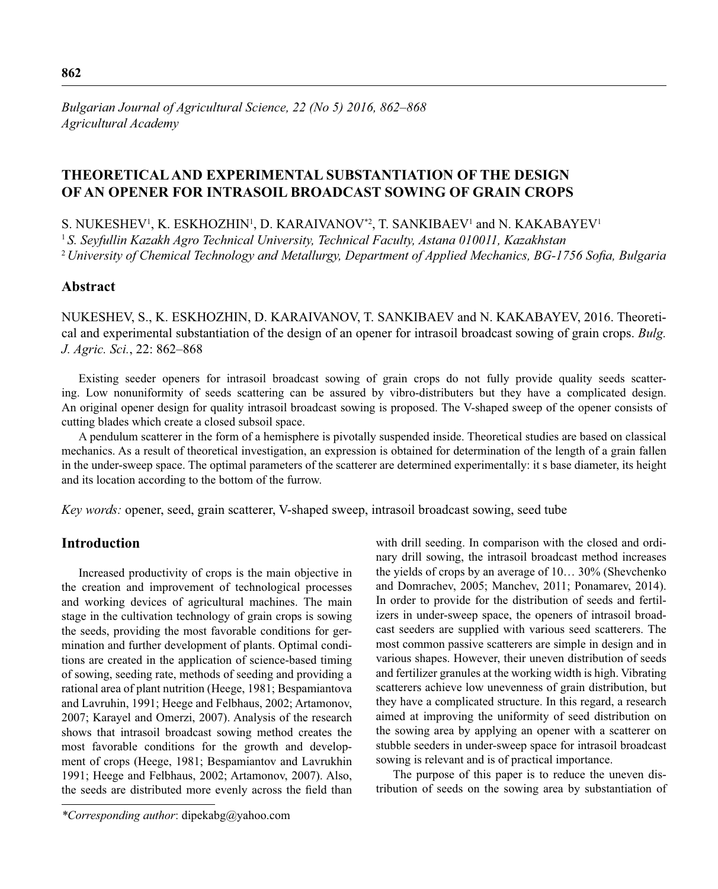# THEORETICAL AND EXPERIMENTAL SUBSTANTIATION OF THE DESIGN OF AN OPENER FOR INTRASOIL BROADCAST SOWING OF GRAIN CROPS

S. NUKESHEV[1], K. ESKHOZHIN[1], D. KARAIVANOV*[2], T. SANKIBAEV[1] and N. KAKABAYEV[1]

[1] *S. Seyfullin Kazakh Agro Technical University, Technical Faculty, Astana 010011, Kazakhstan*

[2] *University of Chemical Technology and Metallurgy, Department of Applied Mechanics, BG-1756 Sofia, Bulgaria*

## Abstract

NUKESHEV, S., K. ESKHOZHIN, D. KARAIVANOV, T. SANKIBAEV and N. KAKABAYEV, 2016. Theoretical and experimental substantiation of the design of an opener for intrasoil broadcast sowing of grain crops. *Bulg. J. Agric. Sci.*, 22: 862–868

Existing seeder openers for intrasoil broadcast sowing of grain crops do not fully provide quality seeds scattering. Low nonuniformity of seeds scattering can be assured by vibro-distributers but they have a complicated design. An original opener design for quality intrasoil broadcast sowing is proposed. The V-shaped sweep of the opener consists of cutting blades which create a closed subsoil space.

A pendulum scatterer in the form of a hemisphere is pivotally suspended inside. Theoretical studies are based on classical mechanics. As a result of theoretical investigation, an expression is obtained for determination of the length of a grain fallen in the under-sweep space. The optimal parameters of the scatterer are determined experimentally: it s base diameter, its height and its location according to the bottom of the furrow.

*Key words:* opener, seed, grain scatterer, V-shaped sweep, intrasoil broadcast sowing, seed tube

## Introduction

Increased productivity of crops is the main objective in the creation and improvement of technological processes and working devices of agricultural machines. The main stage in the cultivation technology of grain crops is sowing the seeds, providing the most favorable conditions for germination and further development of plants. Optimal conditions are created in the application of science-based timing of sowing, seeding rate, methods of seeding and providing a rational area of plant nutrition (Heege, 1981; Bespamiantova and Lavruhin, 1991; Heege and Felbhaus, 2002; Artamonov, 2007; Karayel and Omerzi, 2007). Analysis of the research shows that intrasoil broadcast sowing method creates the most favorable conditions for the growth and development of crops (Heege, 1981; Bespamiantov and Lavrukhin 1991; Heege and Felbhaus, 2002; Artamonov, 2007). Also, the seeds are distributed more evenly across the field than with drill seeding. In comparison with the closed and ordinary drill sowing, the intrasoil broadcast method increases the yields of crops by an average of 10… 30% (Shevchenko and Domrachev, 2005; Manchev, 2011; Ponamarev, 2014). In order to provide for the distribution of seeds and fertilizers in under-sweep space, the openers of intrasoil broadcast seeders are supplied with various seed scatterers. The most common passive scatterers are simple in design and in various shapes. However, their uneven distribution of seeds and fertilizer granules at the working width is high. Vibrating scatterers achieve low unevenness of grain distribution, but they have a complicated structure. In this regard, a research aimed at improving the uniformity of seed distribution on the sowing area by applying an opener with a scatterer on stubble seeders in under-sweep space for intrasoil broadcast sowing is relevant and is of practical importance.

The purpose of this paper is to reduce the uneven distribution of seeds on the sowing area by substantiation of

*\*Corresponding author*: dipekabg@yahoo.com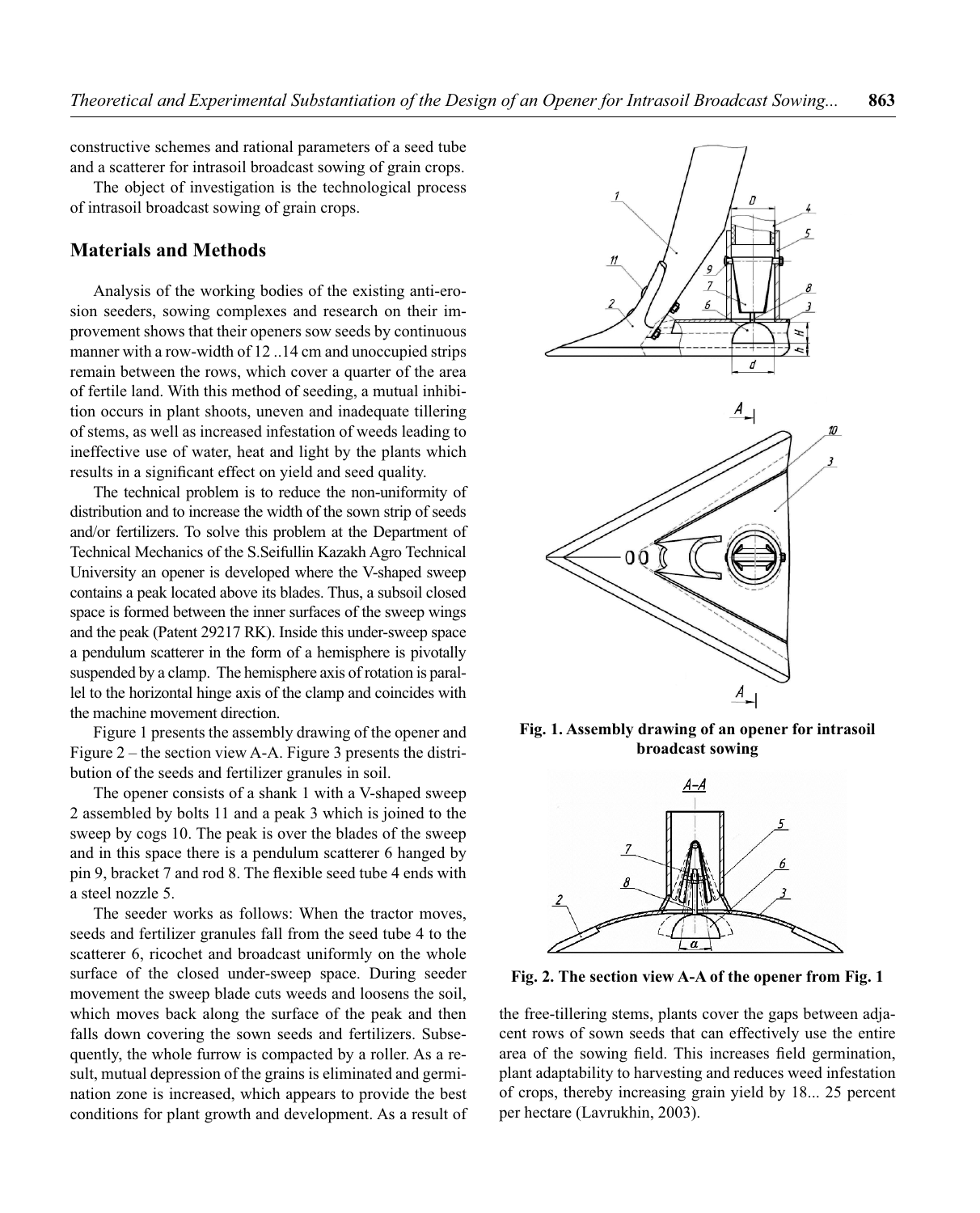constructive schemes and rational parameters of a seed tube and a scatterer for intrasoil broadcast sowing of grain crops.

The object of investigation is the technological process of intrasoil broadcast sowing of grain crops.

## Materials and Methods

Analysis of the working bodies of the existing anti-erosion seeders, sowing complexes and research on their improvement shows that their openers sow seeds by continuous manner with a row-width of 12 ..14 cm and unoccupied strips remain between the rows, which cover a quarter of the area of fertile land. With this method of seeding, a mutual inhibition occurs in plant shoots, uneven and inadequate tillering of stems, as well as increased infestation of weeds leading to ineffective use of water, heat and light by the plants which results in a significant effect on yield and seed quality.

The technical problem is to reduce the non-uniformity of distribution and to increase the width of the sown strip of seeds and/or fertilizers. To solve this problem at the Department of Technical Mechanics of the S.Seifullin Kazakh Agro Technical University an opener is developed where the V-shaped sweep contains a peak located above its blades. Thus, a subsoil closed space is formed between the inner surfaces of the sweep wings and the peak (Patent 29217 RK). Inside this under-sweep space a pendulum scatterer in the form of a hemisphere is pivotally suspended by a clamp. The hemisphere axis of rotation is parallel to the horizontal hinge axis of the clamp and coincides with the machine movement direction.

Figure 1 presents the assembly drawing of the opener and Figure 2 – the section view A-A. Figure 3 presents the distribution of the seeds and fertilizer granules in soil.

The opener consists of a shank 1 with a V-shaped sweep 2 assembled by bolts 11 and a peak 3 which is joined to the sweep by cogs 10. The peak is over the blades of the sweep and in this space there is a pendulum scatterer 6 hanged by pin 9, bracket 7 and rod 8. The flexible seed tube 4 ends with a steel nozzle 5.

The seeder works as follows: When the tractor moves, seeds and fertilizer granules fall from the seed tube 4 to the scatterer 6, ricochet and broadcast uniformly on the whole surface of the closed under-sweep space. During seeder movement the sweep blade cuts weeds and loosens the soil, which moves back along the surface of the peak and then falls down covering the sown seeds and fertilizers. Subsequently, the whole furrow is compacted by a roller. As a result, mutual depression of the grains is eliminated and germination zone is increased, which appears to provide the best conditions for plant growth and development. As a result of the free-tillering stems, plants cover the gaps between adjacent rows of sown seeds that can effectively use the entire area of the sowing field. This increases field germination, plant adaptability to harvesting and reduces weed infestation of crops, thereby increasing grain yield by 18... 25 percent per hectare (Lavrukhin, 2003).

**Fig. 1. Assembly drawing of an opener for intrasoil broadcast sowing**

**Fig. 2. The section view A-A of the opener from Fig. 1**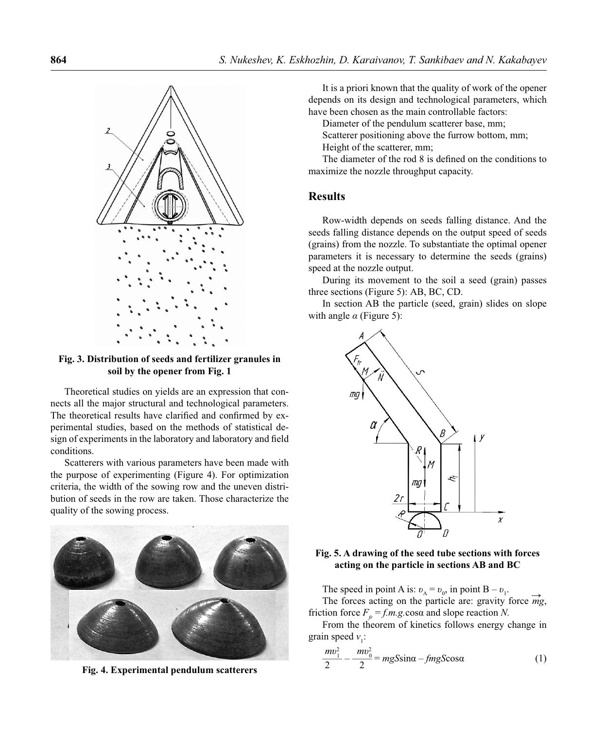**Fig. 3. Distribution of seeds and fertilizer granules in soil by the opener from Fig. 1**

Theoretical studies on yields are an expression that connects all the major structural and technological parameters. The theoretical results have clarified and confirmed by experimental studies, based on the methods of statistical design of experiments in the laboratory and laboratory and field conditions.

Scatterers with various parameters have been made with the purpose of experimenting (Figure 4). For optimization criteria, the width of the sowing row and the uneven distribution of seeds in the row are taken. Those characterize the quality of the sowing process.

**Fig. 4. Experimental pendulum scatterers**

It is a priori known that the quality of work of the opener depends on its design and technological parameters, which have been chosen as the main controllable factors:

Diameter of the pendulum scatterer base, mm;

Scatterer positioning above the furrow bottom, mm;

Height of the scatterer, mm;

The diameter of the rod 8 is defined on the conditions to maximize the nozzle throughput capacity.

## Results

Row-width depends on seeds falling distance. And the seeds falling distance depends on the output speed of seeds (grains) from the nozzle. To substantiate the optimal opener parameters it is necessary to determine the seeds (grains) speed at the nozzle output.

During its movement to the soil a seed (grain) passes three sections (Figure 5): AB, BC, CD.

In section AB the particle (seed, grain) slides on slope with angle $\alpha$ (Figure 5):

**Fig. 5. A drawing of the seed tube sections with forces acting on the particle in sections AB and BC**

The speed in point A is: $\upsilon_A = \upsilon_0$, in point B – $\upsilon_1$.

The forces acting on the particle are: gravity force $\overrightarrow{mg}$, friction force $F_{fr} = f.m.g.\cos\alpha$ and slope reaction $N$.

From the theorem of kinetics follows energy change in grain speed $v_1$:

$$\frac{m\upsilon_1^2}{2} - \frac{m\upsilon_0^2}{2} = mgS\sin\alpha - fmgS\cos\alpha \tag{1}$$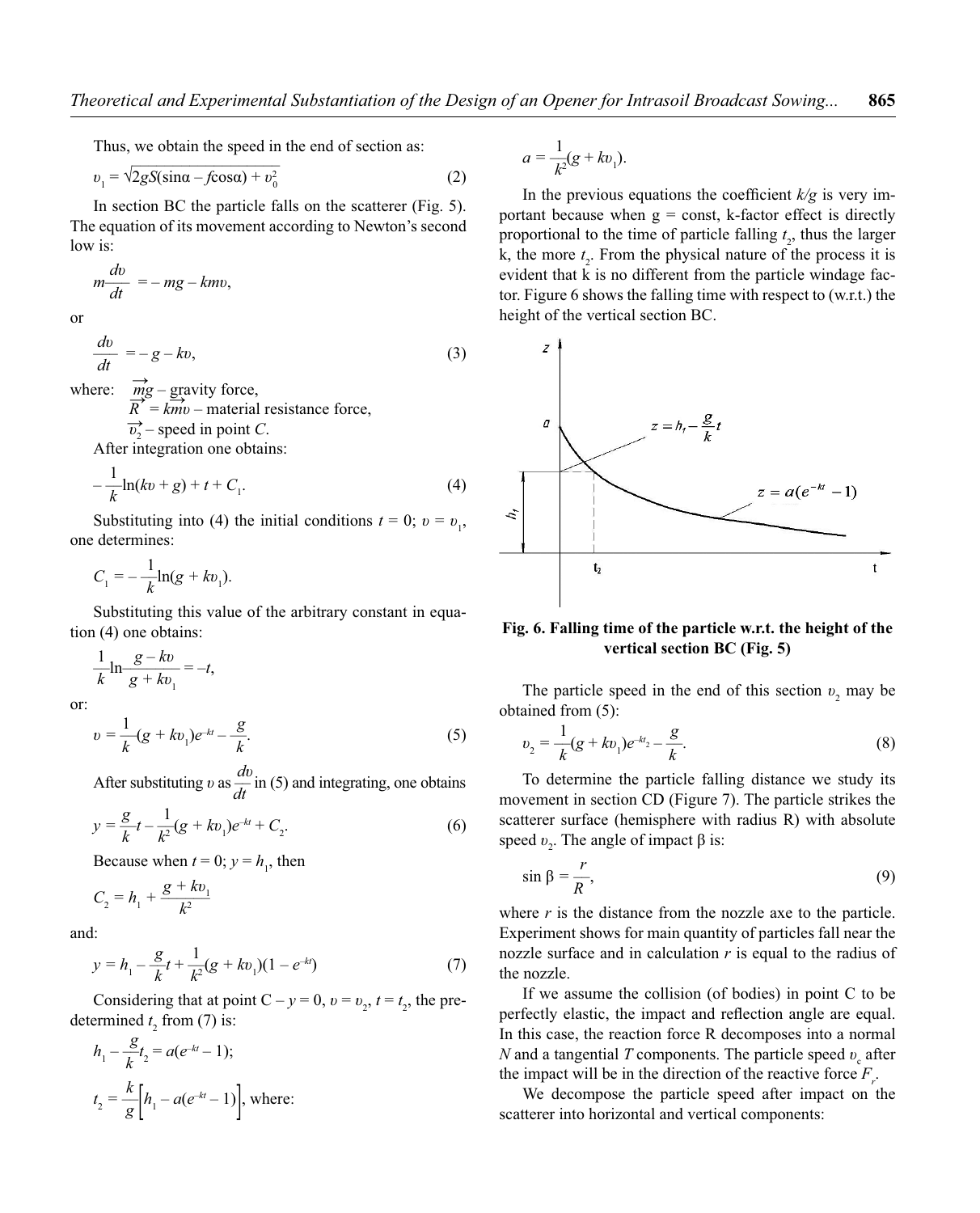Thus, we obtain the speed in the end of section as:

$$\upsilon_1 = \sqrt{2gS(\sin\alpha - f\cos\alpha) + \upsilon_0^2} \tag{2}$$

In section BC the particle falls on the scatterer (Fig. 5). The equation of its movement according to Newton's second low is:

$$m\frac{d\upsilon}{dt} = -mg - km\upsilon,$$

or

$$\frac{d\upsilon}{dt} = -g - k\upsilon, \tag{3}$$

where: $\overrightarrow{mg}$ – gravity force,
$\overrightarrow{R} = \overrightarrow{km\upsilon}$ – material resistance force,
$\overrightarrow{\upsilon_2}$ – speed in point *C*.

After integration one obtains:

$$-\frac{1}{k}\ln(k\upsilon + g) + t + C_1. \tag{4}$$

Substituting into (4) the initial conditions $t = 0$; $\upsilon = \upsilon_1$, one determines:

$$C_1 = -\frac{1}{k}\ln(g + k\upsilon_1).$$

Substituting this value of the arbitrary constant in equation (4) one obtains:

$$\frac{1}{k}\ln\frac{g - k\upsilon}{g + k\upsilon_1} = -t,$$

or:

$$\upsilon = \frac{1}{k}(g + k\upsilon_1)e^{-kt} - \frac{g}{k}. \tag{5}$$

After substituting $\upsilon$ as $\frac{d\upsilon}{dt}$ in (5) and integrating, one obtains

$$y = \frac{g}{k}t - \frac{1}{k^2}(g + k\upsilon_1)e^{-kt} + C_2. \tag{6}$$

Because when $t = 0$; $y = h_1$, then

$$C_2 = h_1 + \frac{g + k\upsilon_1}{k^2}$$

and:

$$y = h_1 - \frac{g}{k}t + \frac{1}{k^2}(g + k\upsilon_1)(1 - e^{-kt}) \tag{7}$$

Considering that at point C – $y = 0$, $\upsilon = \upsilon_2$, $t = t_2$, the predetermined $t_2$ from (7) is:

$$h_1 - \frac{g}{k}t_2 = a(e^{-kt} - 1);$$

$$t_2 = \frac{k}{g}\left[h_1 - a(e^{-kt} - 1)\right], \text{ where:}$$

$$a = \frac{1}{k^2}(g + k\upsilon_1).$$

In the previous equations the coefficient *k/g* is very important because when g = const, k-factor effect is directly proportional to the time of particle falling $t_2$, thus the larger k, the more $t_2$. From the physical nature of the process it is evident that k is no different from the particle windage factor. Figure 6 shows the falling time with respect to (w.r.t.) the height of the vertical section BC.

**Fig. 6. Falling time of the particle w.r.t. the height of the vertical section BC (Fig. 5)**

The particle speed in the end of this section $\upsilon_2$ may be obtained from (5):

$$\upsilon_2 = \frac{1}{k}(g + k\upsilon_1)e^{-kt_2} - \frac{g}{k}. \tag{8}$$

To determine the particle falling distance we study its movement in section CD (Figure 7). The particle strikes the scatterer surface (hemisphere with radius R) with absolute speed $\upsilon_2$. The angle of impact β is:

$$\sin\beta = \frac{r}{R}, \tag{9}$$

where *r* is the distance from the nozzle axe to the particle. Experiment shows for main quantity of particles fall near the nozzle surface and in calculation *r* is equal to the radius of the nozzle.

If we assume the collision (of bodies) in point C to be perfectly elastic, the impact and reflection angle are equal. In this case, the reaction force R decomposes into a normal *N* and a tangential *T* components. The particle speed $\upsilon_c$ after the impact will be in the direction of the reactive force $F_r$.

We decompose the particle speed after impact on the scatterer into horizontal and vertical components: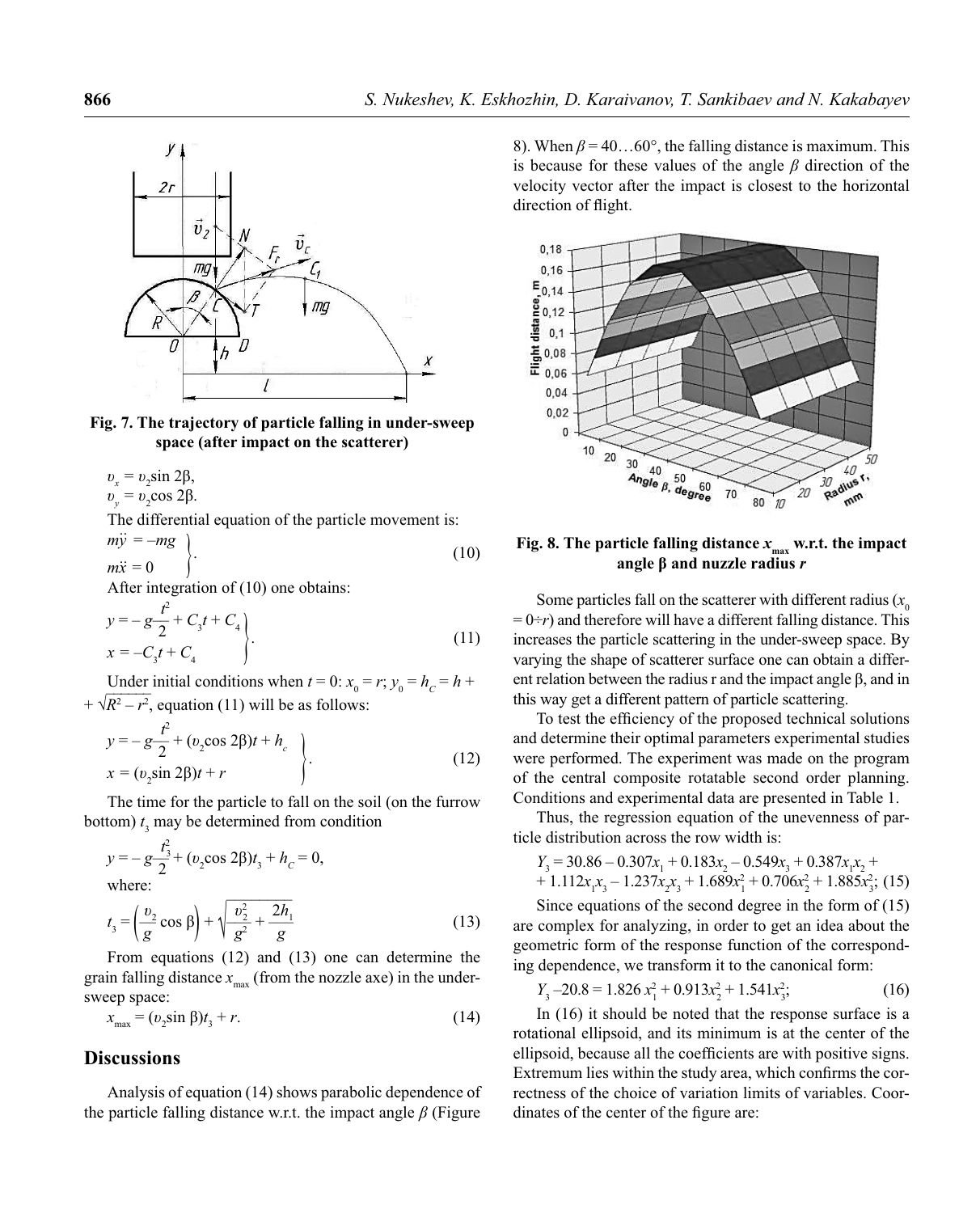Fig. 7. The trajectory of particle falling in under-sweep space (after impact on the scatterer)

$\upsilon_x = \upsilon_2 \sin 2\beta$,
$\upsilon_y = \upsilon_2 \cos 2\beta$.

The differential equation of the particle movement is:

$$\left.\begin{aligned} m\ddot{y} &= -mg \\ m\ddot{x} &= 0 \end{aligned}\right\}. \tag{10}$$

After integration of (10) one obtains:

$$\left.\begin{aligned} y &= -g\frac{t^2}{2} + C_3 t + C_4 \\ x &= -C_3 t + C_4 \end{aligned}\right\}. \tag{11}$$

Under initial conditions when $t = 0$: $x_0 = r$; $y_0 = h_C = h + \sqrt{R^2 - r^2}$, equation (11) will be as follows:

$$\left.\begin{aligned} y &= -g\frac{t^2}{2} + (\upsilon_2 \cos 2\beta)t + h_c \\ x &= (\upsilon_2 \sin 2\beta)t + r \end{aligned}\right\}. \tag{12}$$

The time for the particle to fall on the soil (on the furrow bottom) $t_3$ may be determined from condition

$$y = -g\frac{t_3^2}{2} + (\upsilon_2 \cos 2\beta)t_3 + h_C = 0,$$

where:

$$t_3 = \left(\frac{\upsilon_2}{g}\cos\beta\right) + \sqrt{\frac{\upsilon_2^2}{g^2} + \frac{2h_1}{g}} \tag{13}$$

From equations (12) and (13) one can determine the grain falling distance $x_{max}$ (from the nozzle axe) in the under-sweep space:

$$x_{max} = (\upsilon_2 \sin\beta)t_3 + r. \tag{14}$$

## Discussions

Analysis of equation (14) shows parabolic dependence of the particle falling distance w.r.t. the impact angle $\beta$ (Figure 8). When $\beta = 40\ldots60°$, the falling distance is maximum. This is because for these values of the angle $\beta$ direction of the velocity vector after the impact is closest to the horizontal direction of flight.

Fig. 8. The particle falling distance $x_{max}$ w.r.t. the impact angle β and nuzzle radius $r$

Some particles fall on the scatterer with different radius ($x_0 = 0 \div r$) and therefore will have a different falling distance. This increases the particle scattering in the under-sweep space. By varying the shape of scatterer surface one can obtain a different relation between the radius r and the impact angle β, and in this way get a different pattern of particle scattering.

To test the efficiency of the proposed technical solutions and determine their optimal parameters experimental studies were performed. The experiment was made on the program of the central composite rotatable second order planning. Conditions and experimental data are presented in Table 1.

Thus, the regression equation of the unevenness of particle distribution across the row width is:

$$Y_3 = 30.86 - 0.307x_1 + 0.183x_2 - 0.549x_3 + 0.387x_1x_2 + 1.112x_1x_3 - 1.237x_2x_3 + 1.689x_1^2 + 0.706x_2^2 + 1.885x_3^2; \tag{15}$$

Since equations of the second degree in the form of (15) are complex for analyzing, in order to get an idea about the geometric form of the response function of the corresponding dependence, we transform it to the canonical form:

$$Y_3 - 20.8 = 1.826\,x_1^2 + 0.913x_2^2 + 1.541x_3^2; \tag{16}$$

In (16) it should be noted that the response surface is a rotational ellipsoid, and its minimum is at the center of the ellipsoid, because all the coefficients are with positive signs. Extremum lies within the study area, which confirms the correctness of the choice of variation limits of variables. Coordinates of the center of the figure are: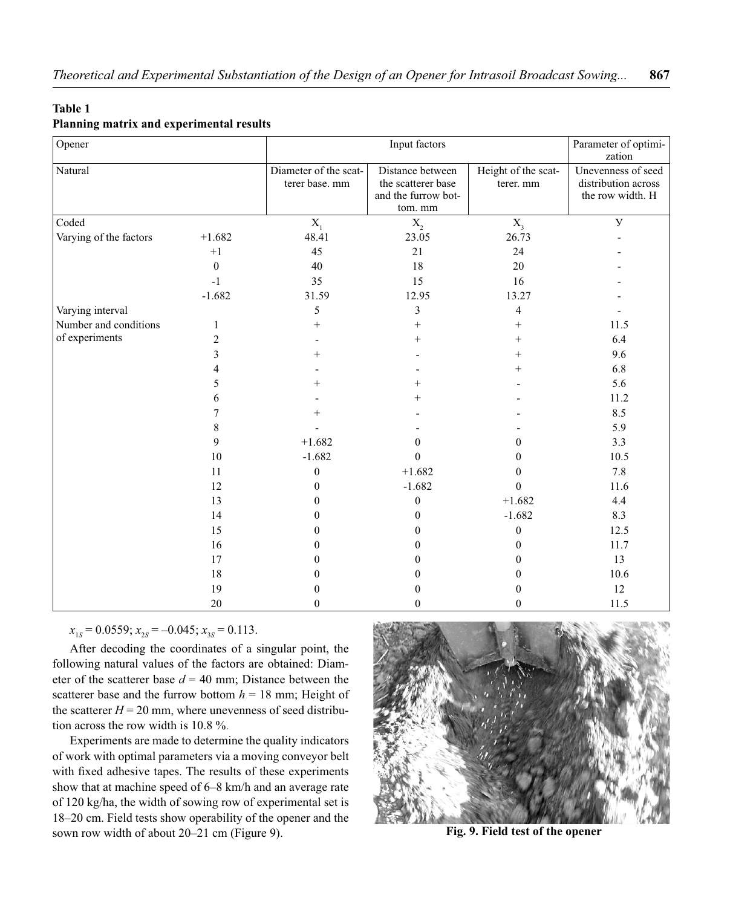**Table 1**
**Planning matrix and experimental results**

| Opener | | Input factors | | | Parameter of optimization |
|---|---|---|---|---|---|
| Natural | | Diameter of the scatterer base. mm | Distance between the scatterer base and the furrow bottom. mm | Height of the scatterer. mm | Unevenness of seed distribution across the row width. H |
| Coded | | $X_1$ | $X_2$ | $X_3$ | y |
| Varying of the factors | +1.682 | 48.41 | 23.05 | 26.73 | - |
| | +1 | 45 | 21 | 24 | - |
| | 0 | 40 | 18 | 20 | - |
| | -1 | 35 | 15 | 16 | - |
| | -1.682 | 31.59 | 12.95 | 13.27 | - |
| Varying interval | | 5 | 3 | 4 | - |
| Number and conditions of experiments | 1 | + | + | + | 11.5 |
| | 2 | - | + | + | 6.4 |
| | 3 | + | - | + | 9.6 |
| | 4 | - | - | + | 6.8 |
| | 5 | + | + | - | 5.6 |
| | 6 | - | + | - | 11.2 |
| | 7 | + | - | - | 8.5 |
| | 8 | - | - | - | 5.9 |
| | 9 | +1.682 | 0 | 0 | 3.3 |
| | 10 | -1.682 | 0 | 0 | 10.5 |
| | 11 | 0 | +1.682 | 0 | 7.8 |
| | 12 | 0 | -1.682 | 0 | 11.6 |
| | 13 | 0 | 0 | +1.682 | 4.4 |
| | 14 | 0 | 0 | -1.682 | 8.3 |
| | 15 | 0 | 0 | 0 | 12.5 |
| | 16 | 0 | 0 | 0 | 11.7 |
| | 17 | 0 | 0 | 0 | 13 |
| | 18 | 0 | 0 | 0 | 10.6 |
| | 19 | 0 | 0 | 0 | 12 |
| | 20 | 0 | 0 | 0 | 11.5 |

$x_{1S} = 0.0559$; $x_{2S} = -0.045$; $x_{3S} = 0.113$.

After decoding the coordinates of a singular point, the following natural values of the factors are obtained: Diameter of the scatterer base $d = 40$ mm; Distance between the scatterer base and the furrow bottom $h = 18$ mm; Height of the scatterer $H = 20$ mm, where unevenness of seed distribution across the row width is 10.8 %.

Experiments are made to determine the quality indicators of work with optimal parameters via a moving conveyor belt with fixed adhesive tapes. The results of these experiments show that at machine speed of 6–8 km/h and an average rate of 120 kg/ha, the width of sowing row of experimental set is 18–20 cm. Field tests show operability of the opener and the sown row width of about 20–21 cm (Figure 9).

**Fig. 9. Field test of the opener**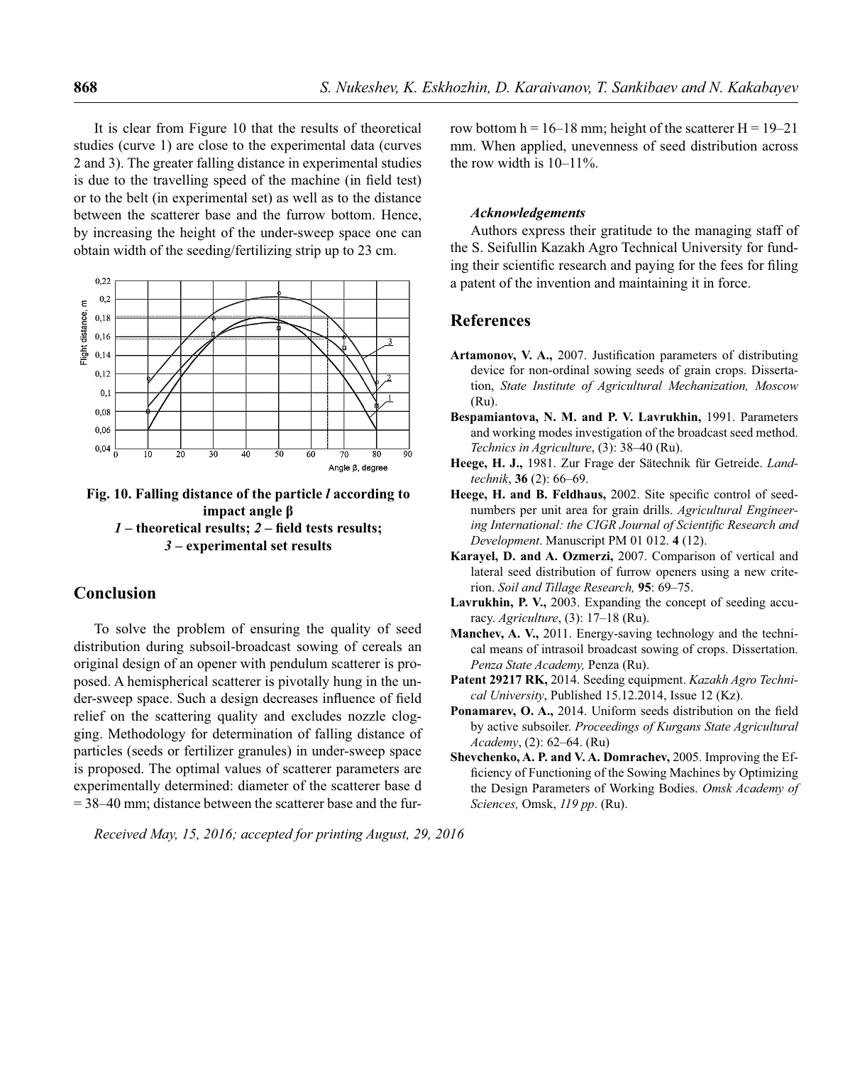It is clear from Figure 10 that the results of theoretical studies (curve 1) are close to the experimental data (curves 2 and 3). The greater falling distance in experimental studies is due to the travelling speed of the machine (in field test) or to the belt (in experimental set) as well as to the distance between the scatterer base and the furrow bottom. Hence, by increasing the height of the under-sweep space one can obtain width of the seeding/fertilizing strip up to 23 cm.

Flight distance, m

0,22
0,2
0,18
0,16
0,14
0,12
0,1
0,08
0,06
0,04

0 10 20 30 40 50 60 70 80 90

Angle β, degree

1
2
3

**Fig. 10. Falling distance of the particle *l* according to impact angle β**
***1* – theoretical results; *2* – field tests results; *3* – experimental set results**

## Conclusion

To solve the problem of ensuring the quality of seed distribution during subsoil-broadcast sowing of cereals an original design of an opener with pendulum scatterer is proposed. A hemispherical scatterer is pivotally hung in the under-sweep space. Such a design decreases influence of field relief on the scattering quality and excludes nozzle clogging. Methodology for determination of falling distance of particles (seeds or fertilizer granules) in under-sweep space is proposed. The optimal values of scatterer parameters are experimentally determined: diameter of the scatterer base d = 38–40 mm; distance between the scatterer base and the furrow bottom h = 16–18 mm; height of the scatterer H = 19–21 mm. When applied, unevenness of seed distribution across the row width is 10–11%.

***Acknowledgements***

Authors express their gratitude to the managing staff of the S. Seifullin Kazakh Agro Technical University for funding their scientific research and paying for the fees for filing a patent of the invention and maintaining it in force.

## References

**Artamonov, V. A.,** 2007. Justification parameters of distributing device for non-ordinal sowing seeds of grain crops. Dissertation, *State Institute of Agricultural Mechanization, Moscow* (Ru).

**Bespamiantova, N. M. and P. V. Lavrukhin,** 1991. Parameters and working modes investigation of the broadcast seed method. *Technics in Agriculture*, (3): 38–40 (Ru).

**Heege, H. J.,** 1981. Zur Frage der Sätechnik für Getreide. *Landtechnik*, **36** (2): 66–69.

**Heege, H. and B. Feldhaus,** 2002. Site specific control of seed-numbers per unit area for grain drills. *Agricultural Engineering International: the CIGR Journal of Scientific Research and Development*. Manuscript PM 01 012. **4** (12).

**Karayel, D. and A. Ozmerzi,** 2007. Comparison of vertical and lateral seed distribution of furrow openers using a new criterion. *Soil and Tillage Research,* **95**: 69–75.

**Lavrukhin, P. V.,** 2003. Expanding the concept of seeding accuracy. *Agriculture*, (3): 17–18 (Ru).

**Manchev, A. V.,** 2011. Energy-saving technology and the technical means of intrasoil broadcast sowing of crops. Dissertation. *Penza State Academy,* Penza (Ru).

**Patent 29217 RK,** 2014. Seeding equipment. *Kazakh Agro Technical University*, Published 15.12.2014, Issue 12 (Kz).

**Ponamarev, O. A.,** 2014. Uniform seeds distribution on the field by active subsoiler. *Proceedings of Kurgans State Agricultural Academy*, (2): 62–64. (Ru)

**Shevchenko, A. P. and V. A. Domrachev,** 2005. Improving the Efficiency of Functioning of the Sowing Machines by Optimizing the Design Parameters of Working Bodies. *Omsk Academy of Sciences,* Omsk, *119 pp*. (Ru).

*Received May, 15, 2016; accepted for printing August, 29, 2016*